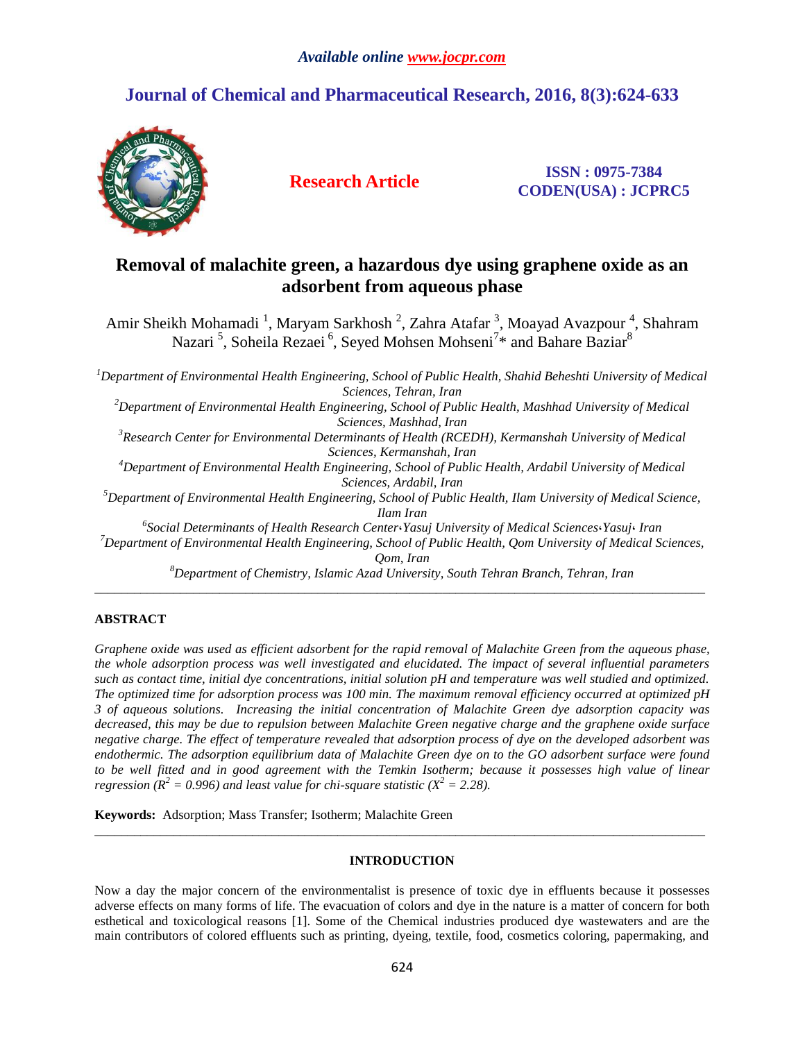*Available online www.jocpr.com*

**Journal of Chemical and Pharmaceutical Research, 2016, 8(3):624-633**

**Research Article**

**ISSN : 0975-7384**
**CODEN(USA) : JCPRC5**

# Removal of malachite green, a hazardous dye using graphene oxide as an adsorbent from aqueous phase

Amir Sheikh Mohamadi [1], Maryam Sarkhosh [2], Zahra Atafar [3], Moayad Avazpour [4], Shahram Nazari [5], Soheila Rezaei [6], Seyed Mohsen Mohseni[7]* and Bahare Baziar[8]

*[1]Department of Environmental Health Engineering, School of Public Health, Shahid Beheshti University of Medical Sciences, Tehran, Iran*
*[2]Department of Environmental Health Engineering, School of Public Health, Mashhad University of Medical Sciences, Mashhad, Iran*
*[3]Research Center for Environmental Determinants of Health (RCEDH), Kermanshah University of Medical Sciences, Kermanshah, Iran*
*[4]Department of Environmental Health Engineering, School of Public Health, Ardabil University of Medical Sciences, Ardabil, Iran*
*[5]Department of Environmental Health Engineering, School of Public Health, Ilam University of Medical Science, Ilam Iran*
*[6]Social Determinants of Health Research Center،Yasuj University of Medical Sciences،Yasuj، Iran*
*[7]Department of Environmental Health Engineering, School of Public Health, Qom University of Medical Sciences, Qom, Iran*
*[8]Department of Chemistry, Islamic Azad University, South Tehran Branch, Tehran, Iran*

---

## ABSTRACT

*Graphene oxide was used as efficient adsorbent for the rapid removal of Malachite Green from the aqueous phase, the whole adsorption process was well investigated and elucidated. The impact of several influential parameters such as contact time, initial dye concentrations, initial solution pH and temperature was well studied and optimized. The optimized time for adsorption process was 100 min. The maximum removal efficiency occurred at optimized pH 3 of aqueous solutions. Increasing the initial concentration of Malachite Green dye adsorption capacity was decreased, this may be due to repulsion between Malachite Green negative charge and the graphene oxide surface negative charge. The effect of temperature revealed that adsorption process of dye on the developed adsorbent was endothermic. The adsorption equilibrium data of Malachite Green dye on to the GO adsorbent surface were found to be well fitted and in good agreement with the Temkin Isotherm; because it possesses high value of linear regression ($R^2 = 0.996$) and least value for chi-square statistic ($X^2 = 2.28$).*

**Keywords:** Adsorption; Mass Transfer; Isotherm; Malachite Green

---

## INTRODUCTION

Now a day the major concern of the environmentalist is presence of toxic dye in effluents because it possesses adverse effects on many forms of life. The evacuation of colors and dye in the nature is a matter of concern for both esthetical and toxicological reasons [1]. Some of the Chemical industries produced dye wastewaters and are the main contributors of colored effluents such as printing, dyeing, textile, food, cosmetics coloring, papermaking, and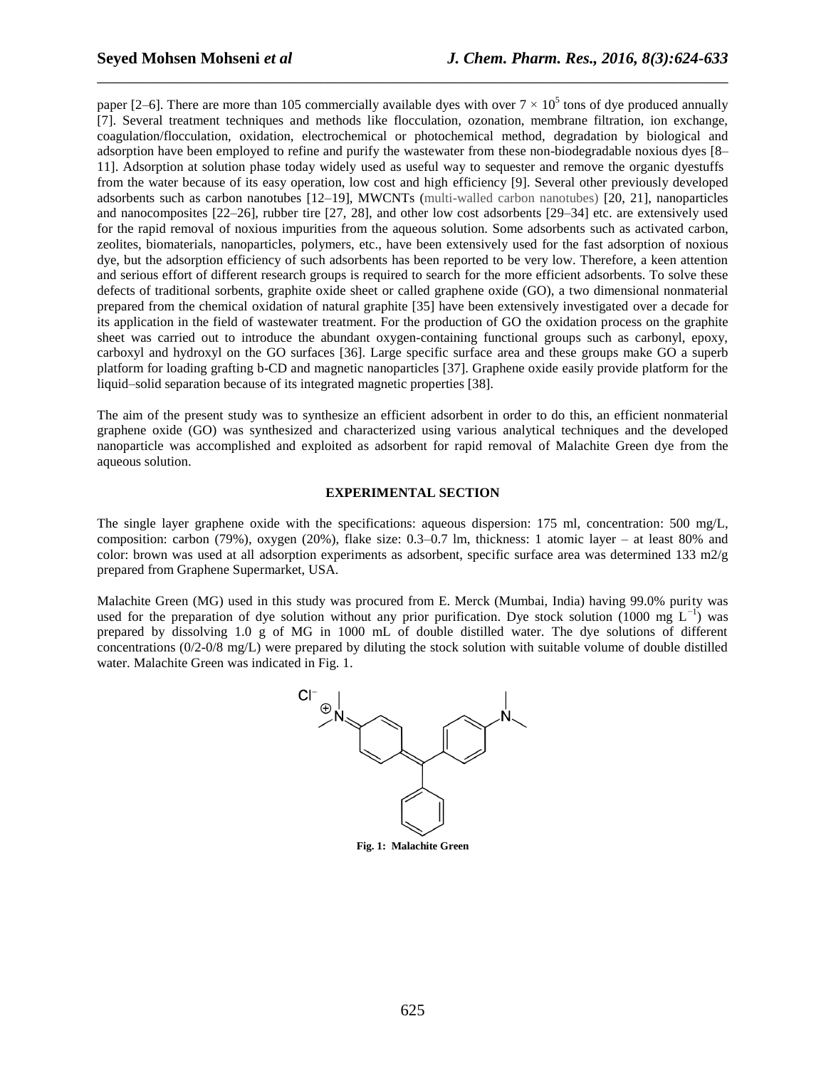paper [2–6]. There are more than 105 commercially available dyes with over $7 \times 10^5$ tons of dye produced annually [7]. Several treatment techniques and methods like flocculation, ozonation, membrane filtration, ion exchange, coagulation/flocculation, oxidation, electrochemical or photochemical method, degradation by biological and adsorption have been employed to refine and purify the wastewater from these non-biodegradable noxious dyes [8–11]. Adsorption at solution phase today widely used as useful way to sequester and remove the organic dyestuffs from the water because of its easy operation, low cost and high efficiency [9]. Several other previously developed adsorbents such as carbon nanotubes [12–19], MWCNTs (multi-walled carbon nanotubes) [20, 21], nanoparticles and nanocomposites [22–26], rubber tire [27, 28], and other low cost adsorbents [29–34] etc. are extensively used for the rapid removal of noxious impurities from the aqueous solution. Some adsorbents such as activated carbon, zeolites, biomaterials, nanoparticles, polymers, etc., have been extensively used for the fast adsorption of noxious dye, but the adsorption efficiency of such adsorbents has been reported to be very low. Therefore, a keen attention and serious effort of different research groups is required to search for the more efficient adsorbents. To solve these defects of traditional sorbents, graphite oxide sheet or called graphene oxide (GO), a two dimensional nonmaterial prepared from the chemical oxidation of natural graphite [35] have been extensively investigated over a decade for its application in the field of wastewater treatment. For the production of GO the oxidation process on the graphite sheet was carried out to introduce the abundant oxygen-containing functional groups such as carbonyl, epoxy, carboxyl and hydroxyl on the GO surfaces [36]. Large specific surface area and these groups make GO a superb platform for loading grafting b-CD and magnetic nanoparticles [37]. Graphene oxide easily provide platform for the liquid–solid separation because of its integrated magnetic properties [38].

The aim of the present study was to synthesize an efficient adsorbent in order to do this, an efficient nonmaterial graphene oxide (GO) was synthesized and characterized using various analytical techniques and the developed nanoparticle was accomplished and exploited as adsorbent for rapid removal of Malachite Green dye from the aqueous solution.

## EXPERIMENTAL SECTION

The single layer graphene oxide with the specifications: aqueous dispersion: 175 ml, concentration: 500 mg/L, composition: carbon (79%), oxygen (20%), flake size: 0.3–0.7 lm, thickness: 1 atomic layer – at least 80% and color: brown was used at all adsorption experiments as adsorbent, specific surface area was determined 133 m2/g prepared from Graphene Supermarket, USA.

Malachite Green (MG) used in this study was procured from E. Merck (Mumbai, India) having 99.0% purity was used for the preparation of dye solution without any prior purification. Dye stock solution (1000 mg $L^{-1}$) was prepared by dissolving 1.0 g of MG in 1000 mL of double distilled water. The dye solutions of different concentrations (0/2-0/8 mg/L) were prepared by diluting the stock solution with suitable volume of double distilled water. Malachite Green was indicated in Fig. 1.

**Fig. 1: Malachite Green**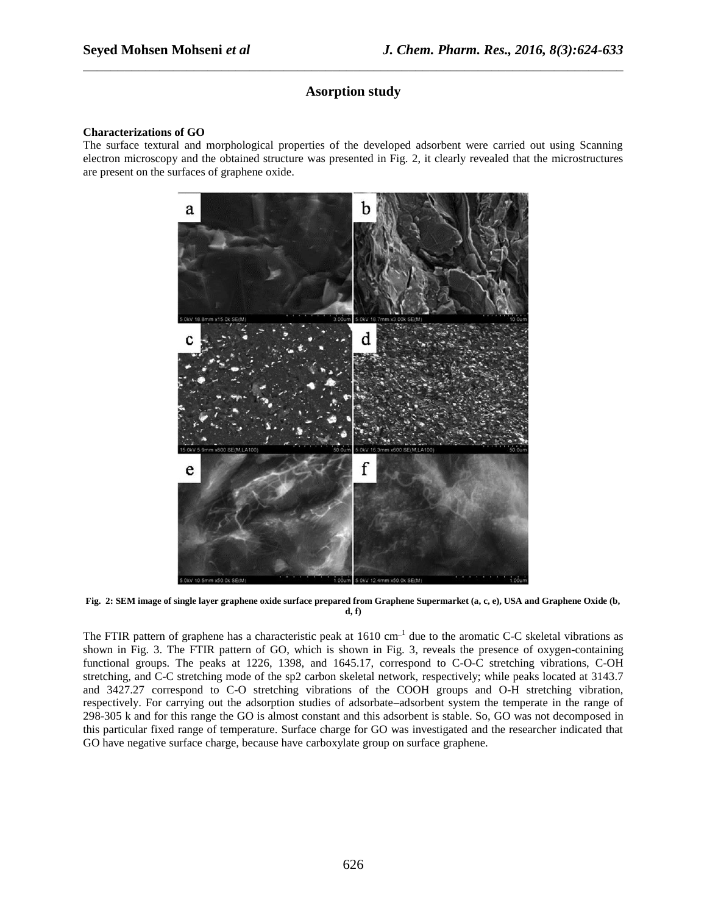## Asorption study

**Characterizations of GO**

The surface textural and morphological properties of the developed adsorbent were carried out using Scanning electron microscopy and the obtained structure was presented in Fig. 2, it clearly revealed that the microstructures are present on the surfaces of graphene oxide.

**Fig. 2: SEM image of single layer graphene oxide surface prepared from Graphene Supermarket (a, c, e), USA and Graphene Oxide (b, d, f)**

The FTIR pattern of graphene has a characteristic peak at 1610 $cm^{-1}$ due to the aromatic C-C skeletal vibrations as shown in Fig. 3. The FTIR pattern of GO, which is shown in Fig. 3, reveals the presence of oxygen-containing functional groups. The peaks at 1226, 1398, and 1645.17, correspond to C-O-C stretching vibrations, C-OH stretching, and C-C stretching mode of the sp2 carbon skeletal network, respectively; while peaks located at 3143.7 and 3427.27 correspond to C-O stretching vibrations of the COOH groups and O-H stretching vibration, respectively. For carrying out the adsorption studies of adsorbate–adsorbent system the temperate in the range of 298-305 k and for this range the GO is almost constant and this adsorbent is stable. So, GO was not decomposed in this particular fixed range of temperature. Surface charge for GO was investigated and the researcher indicated that GO have negative surface charge, because have carboxylate group on surface graphene.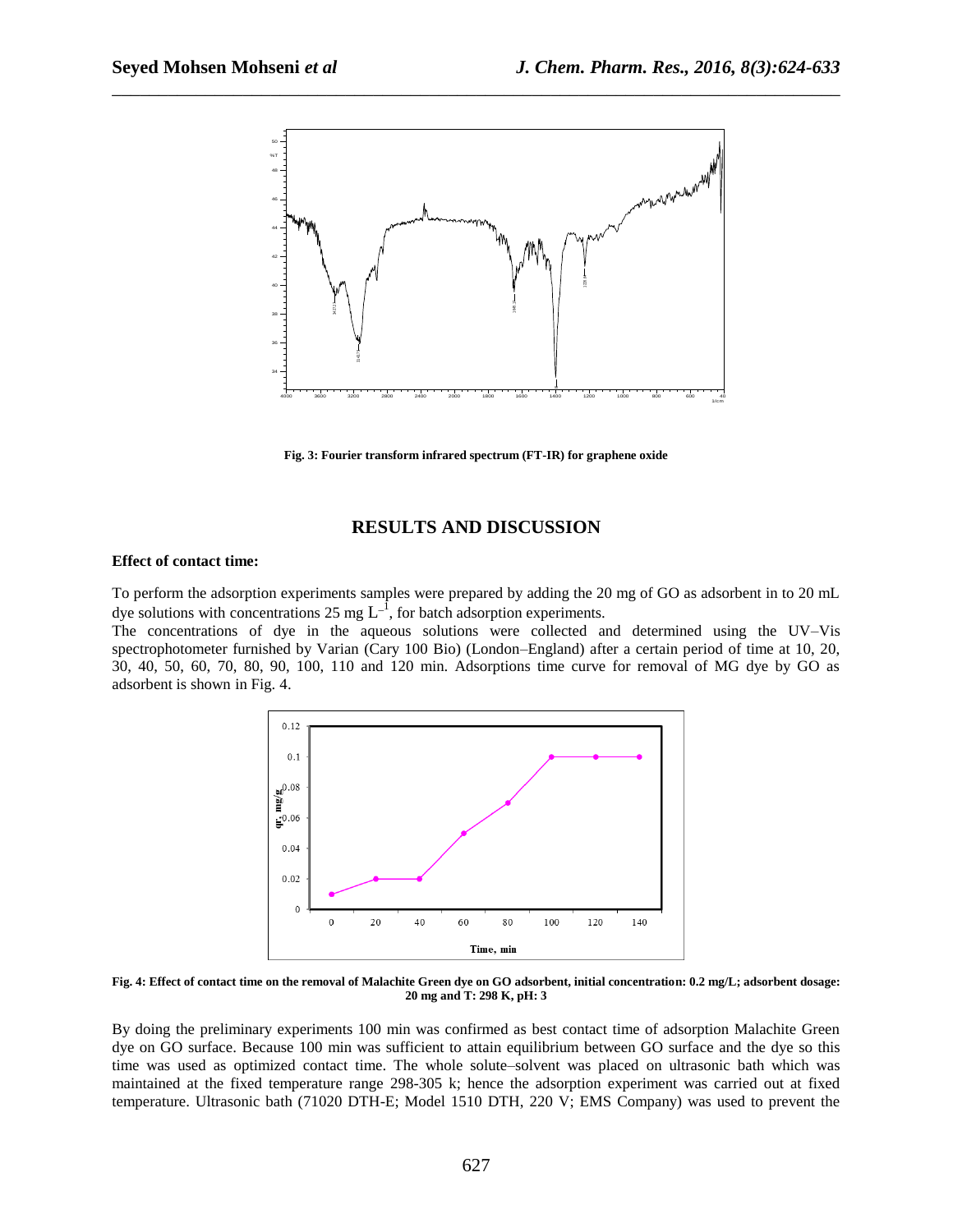Fig. 3: Fourier transform infrared spectrum (FT-IR) for graphene oxide

## RESULTS AND DISCUSSION

**Effect of contact time:**

To perform the adsorption experiments samples were prepared by adding the 20 mg of GO as adsorbent in to 20 mL dye solutions with concentrations 25 mg $L^{-1}$, for batch adsorption experiments.

The concentrations of dye in the aqueous solutions were collected and determined using the UV–Vis spectrophotometer furnished by Varian (Cary 100 Bio) (London–England) after a certain period of time at 10, 20, 30, 40, 50, 60, 70, 80, 90, 100, 110 and 120 min. Adsorptions time curve for removal of MG dye by GO as adsorbent is shown in Fig. 4.

**Fig. 4: Effect of contact time on the removal of Malachite Green dye on GO adsorbent, initial concentration: 0.2 mg/L; adsorbent dosage: 20 mg and T: 298 K, pH: 3**

By doing the preliminary experiments 100 min was confirmed as best contact time of adsorption Malachite Green dye on GO surface. Because 100 min was sufficient to attain equilibrium between GO surface and the dye so this time was used as optimized contact time. The whole solute–solvent was placed on ultrasonic bath which was maintained at the fixed temperature range 298-305 k; hence the adsorption experiment was carried out at fixed temperature. Ultrasonic bath (71020 DTH-E; Model 1510 DTH, 220 V; EMS Company) was used to prevent the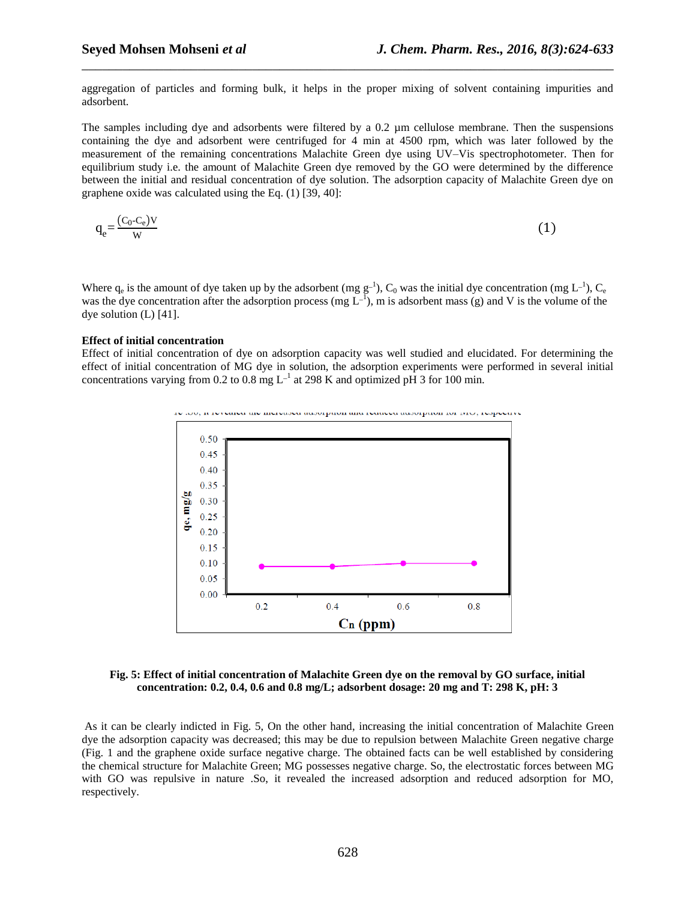aggregation of particles and forming bulk, it helps in the proper mixing of solvent containing impurities and adsorbent.

The samples including dye and adsorbents were filtered by a 0.2 µm cellulose membrane. Then the suspensions containing the dye and adsorbent were centrifuged for 4 min at 4500 rpm, which was later followed by the measurement of the remaining concentrations Malachite Green dye using UV–Vis spectrophotometer. Then for equilibrium study i.e. the amount of Malachite Green dye removed by the GO were determined by the difference between the initial and residual concentration of dye solution. The adsorption capacity of Malachite Green dye on graphene oxide was calculated using the Eq. (1) [39, 40]:

$$q_e = \frac{(C_0 - C_e)V}{W} \tag{1}$$

Where $q_e$ is the amount of dye taken up by the adsorbent (mg $g^{-1}$), $C_0$ was the initial dye concentration (mg $L^{-1}$), $C_e$ was the dye concentration after the adsorption process (mg $L^{-1}$), m is adsorbent mass (g) and V is the volume of the dye solution (L) [41].

**Effect of initial concentration**

Effect of initial concentration of dye on adsorption capacity was well studied and elucidated. For determining the effect of initial concentration of MG dye in solution, the adsorption experiments were performed in several initial concentrations varying from 0.2 to 0.8 mg $L^{-1}$ at 298 K and optimized pH 3 for 100 min.

**Fig. 5: Effect of initial concentration of Malachite Green dye on the removal by GO surface, initial concentration: 0.2, 0.4, 0.6 and 0.8 mg/L; adsorbent dosage: 20 mg and T: 298 K, pH: 3**

As it can be clearly indicted in Fig. 5, On the other hand, increasing the initial concentration of Malachite Green dye the adsorption capacity was decreased; this may be due to repulsion between Malachite Green negative charge (Fig. 1 and the graphene oxide surface negative charge. The obtained facts can be well established by considering the chemical structure for Malachite Green; MG possesses negative charge. So, the electrostatic forces between MG with GO was repulsive in nature .So, it revealed the increased adsorption and reduced adsorption for MO, respectively.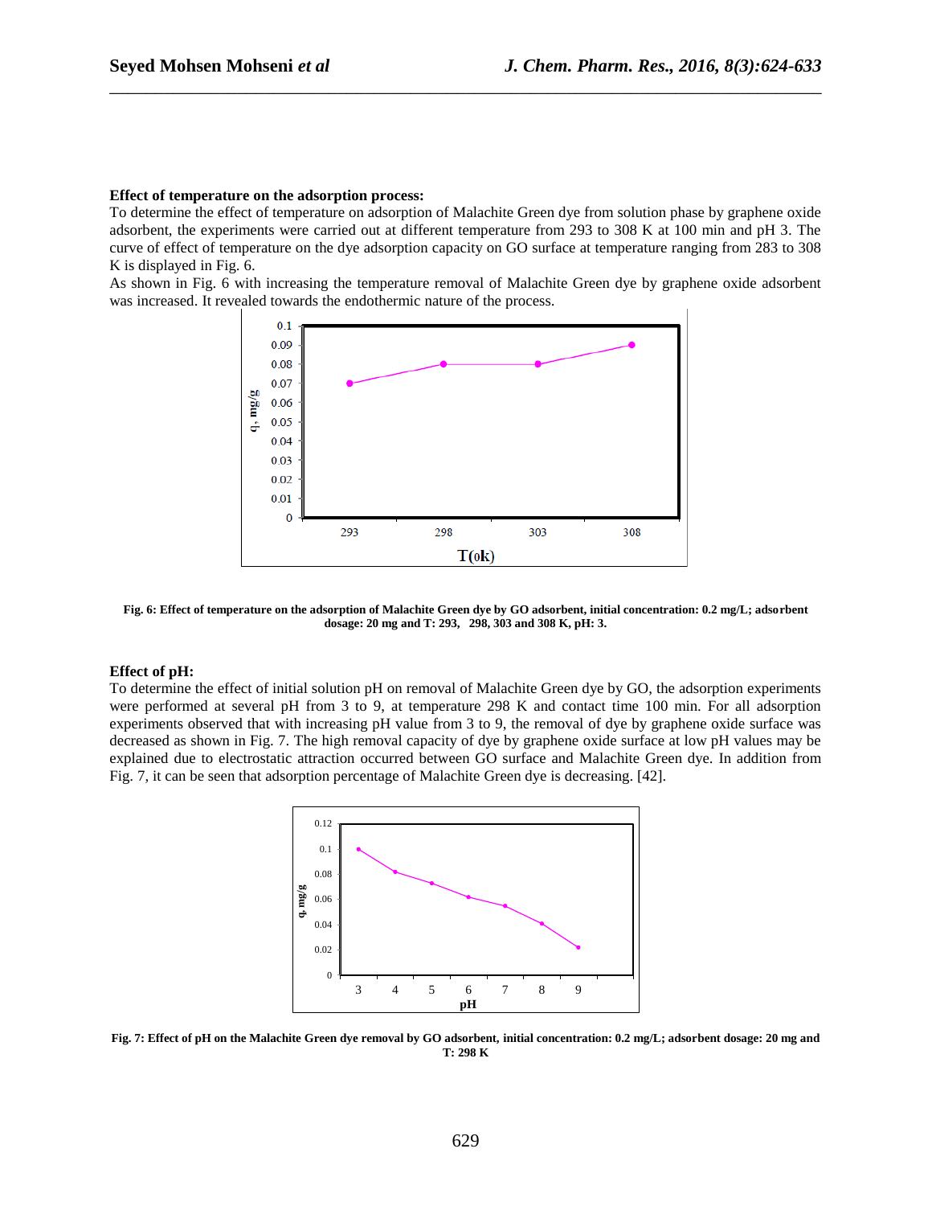**Effect of temperature on the adsorption process:**

To determine the effect of temperature on adsorption of Malachite Green dye from solution phase by graphene oxide adsorbent, the experiments were carried out at different temperature from 293 to 308 K at 100 min and pH 3. The curve of effect of temperature on the dye adsorption capacity on GO surface at temperature ranging from 283 to 308 K is displayed in Fig. 6.

As shown in Fig. 6 with increasing the temperature removal of Malachite Green dye by graphene oxide adsorbent was increased. It revealed towards the endothermic nature of the process.

**Fig. 6: Effect of temperature on the adsorption of Malachite Green dye by GO adsorbent, initial concentration: 0.2 mg/L; adsorbent dosage: 20 mg and T: 293, 298, 303 and 308 K, pH: 3.**

**Effect of pH:**

To determine the effect of initial solution pH on removal of Malachite Green dye by GO, the adsorption experiments were performed at several pH from 3 to 9, at temperature 298 K and contact time 100 min. For all adsorption experiments observed that with increasing pH value from 3 to 9, the removal of dye by graphene oxide surface was decreased as shown in Fig. 7. The high removal capacity of dye by graphene oxide surface at low pH values may be explained due to electrostatic attraction occurred between GO surface and Malachite Green dye. In addition from Fig. 7, it can be seen that adsorption percentage of Malachite Green dye is decreasing. [42].

**Fig. 7: Effect of pH on the Malachite Green dye removal by GO adsorbent, initial concentration: 0.2 mg/L; adsorbent dosage: 20 mg and T: 298 K**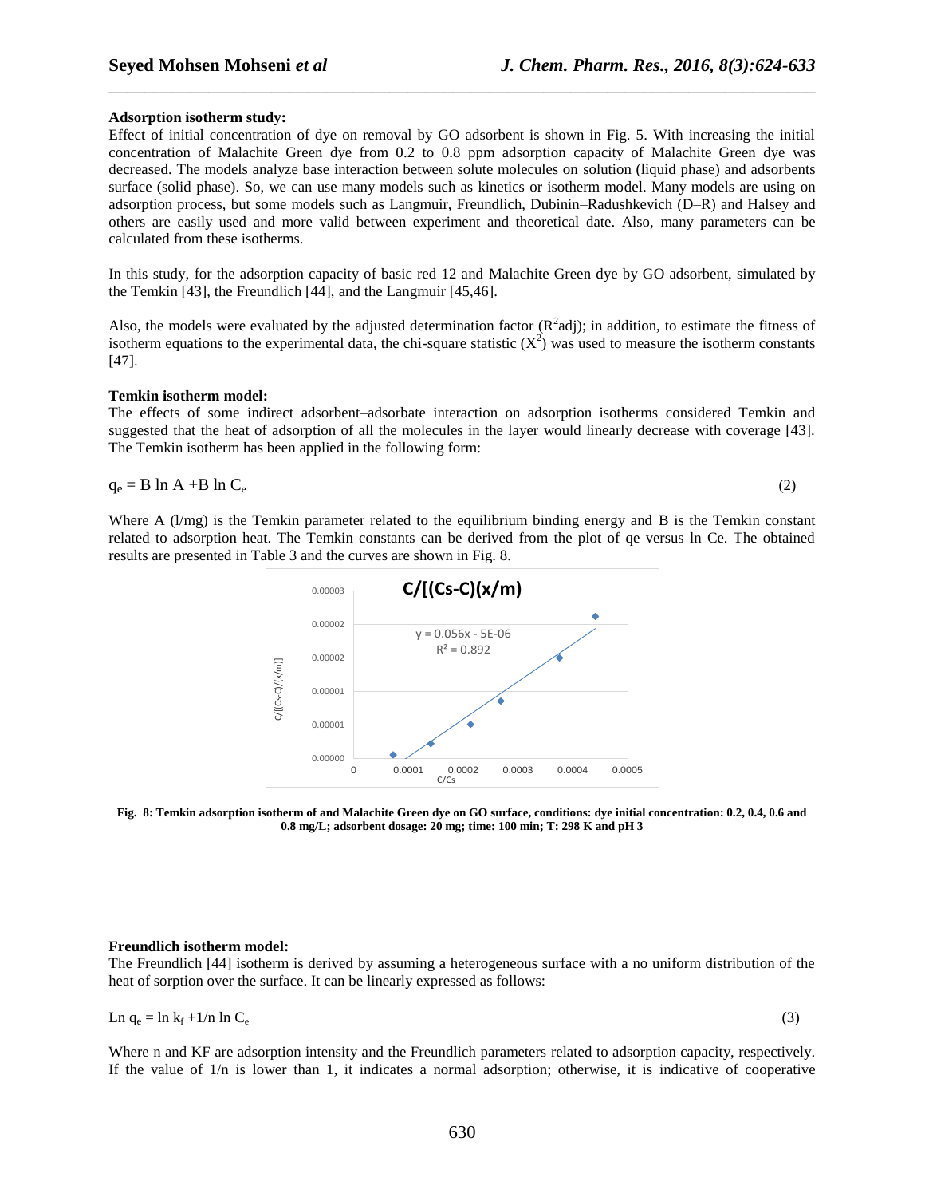**Adsorption isotherm study:**

Effect of initial concentration of dye on removal by GO adsorbent is shown in Fig. 5. With increasing the initial concentration of Malachite Green dye from 0.2 to 0.8 ppm adsorption capacity of Malachite Green dye was decreased. The models analyze base interaction between solute molecules on solution (liquid phase) and adsorbents surface (solid phase). So, we can use many models such as kinetics or isotherm model. Many models are using on adsorption process, but some models such as Langmuir, Freundlich, Dubinin–Radushkevich (D–R) and Halsey and others are easily used and more valid between experiment and theoretical date. Also, many parameters can be calculated from these isotherms.

In this study, for the adsorption capacity of basic red 12 and Malachite Green dye by GO adsorbent, simulated by the Temkin [43], the Freundlich [44], and the Langmuir [45,46].

Also, the models were evaluated by the adjusted determination factor ($R^2$adj); in addition, to estimate the fitness of isotherm equations to the experimental data, the chi-square statistic ($X^2$) was used to measure the isotherm constants [47].

**Temkin isotherm model:**

The effects of some indirect adsorbent–adsorbate interaction on adsorption isotherms considered Temkin and suggested that the heat of adsorption of all the molecules in the layer would linearly decrease with coverage [43]. The Temkin isotherm has been applied in the following form:

$$q_e = B \ln A + B \ln C_e \tag{2}$$

Where A (l/mg) is the Temkin parameter related to the equilibrium binding energy and B is the Temkin constant related to adsorption heat. The Temkin constants can be derived from the plot of qe versus ln Ce. The obtained results are presented in Table 3 and the curves are shown in Fig. 8.

**Fig. 8: Temkin adsorption isotherm of and Malachite Green dye on GO surface, conditions: dye initial concentration: 0.2, 0.4, 0.6 and 0.8 mg/L; adsorbent dosage: 20 mg; time: 100 min; T: 298 K and pH 3**

**Freundlich isotherm model:**

The Freundlich [44] isotherm is derived by assuming a heterogeneous surface with a no uniform distribution of the heat of sorption over the surface. It can be linearly expressed as follows:

$$\ln q_e = \ln k_f + 1/n \ln C_e \tag{3}$$

Where n and KF are adsorption intensity and the Freundlich parameters related to adsorption capacity, respectively. If the value of 1/n is lower than 1, it indicates a normal adsorption; otherwise, it is indicative of cooperative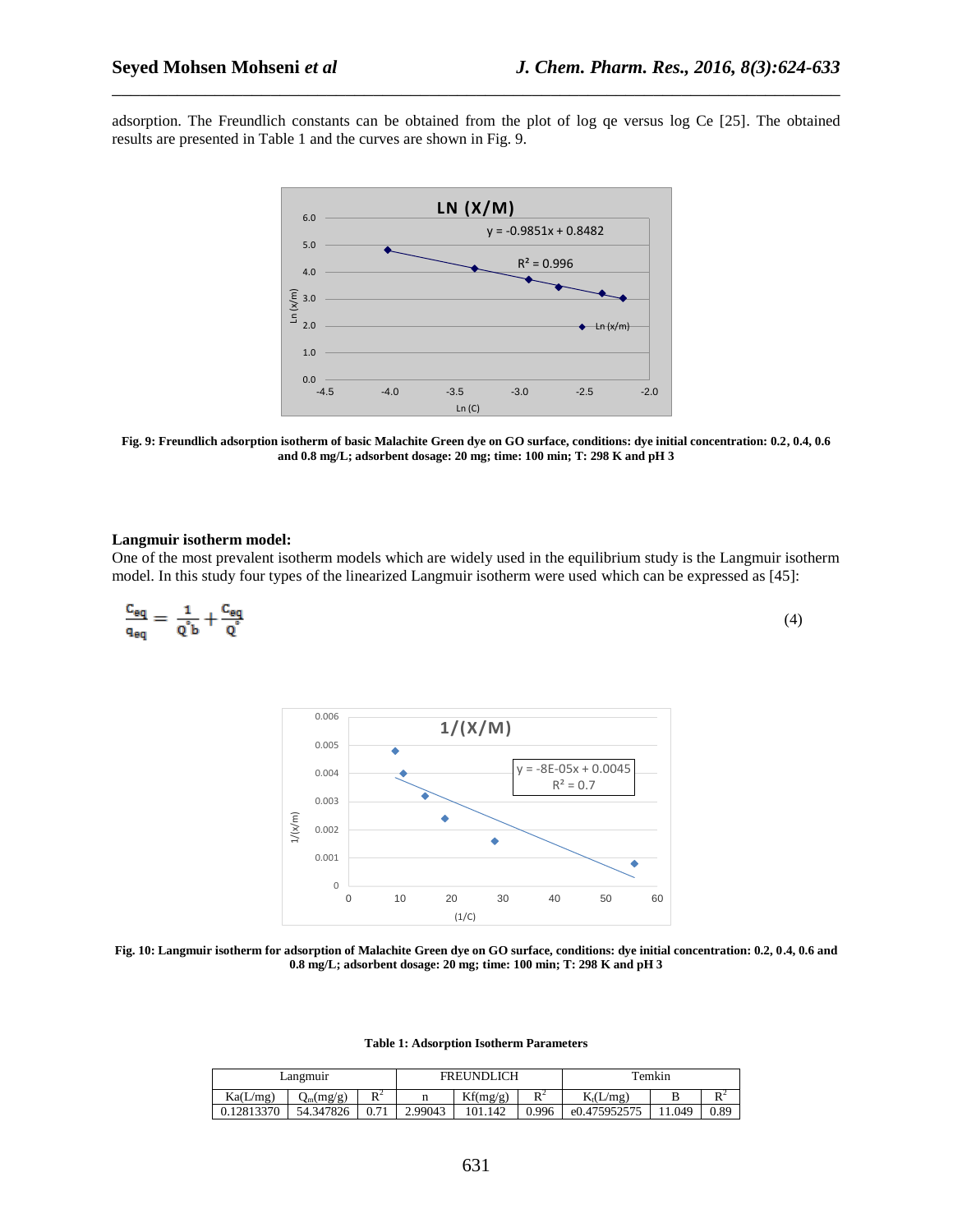adsorption. The Freundlich constants can be obtained from the plot of log qe versus log Ce [25]. The obtained results are presented in Table 1 and the curves are shown in Fig. 9.

**Fig. 9: Freundlich adsorption isotherm of basic Malachite Green dye on GO surface, conditions: dye initial concentration: 0.2, 0.4, 0.6 and 0.8 mg/L; adsorbent dosage: 20 mg; time: 100 min; T: 298 K and pH 3**

**Langmuir isotherm model:**

One of the most prevalent isotherm models which are widely used in the equilibrium study is the Langmuir isotherm model. In this study four types of the linearized Langmuir isotherm were used which can be expressed as [45]:

$$\frac{C_{eq}}{q_{eq}} = \frac{1}{Q^{\circ} b} + \frac{C_{eq}}{Q^{\circ}} \tag{4}$$

**Fig. 10: Langmuir isotherm for adsorption of Malachite Green dye on GO surface, conditions: dye initial concentration: 0.2, 0.4, 0.6 and 0.8 mg/L; adsorbent dosage: 20 mg; time: 100 min; T: 298 K and pH 3**

**Table 1: Adsorption Isotherm Parameters**

| Langmuir | | | FREUNDLICH | | | Temkin | | |
|---|---|---|---|---|---|---|---|---|
| Ka(L/mg) | $Q_m$(mg/g) | $R^2$ | n | Kf(mg/g) | $R^2$ | $K_t$(L/mg) | B | $R^2$ |
| 0.12813370 | 54.347826 | 0.71 | 2.99043 | 101.142 | 0.996 | e0.475952575 | 11.049 | 0.89 |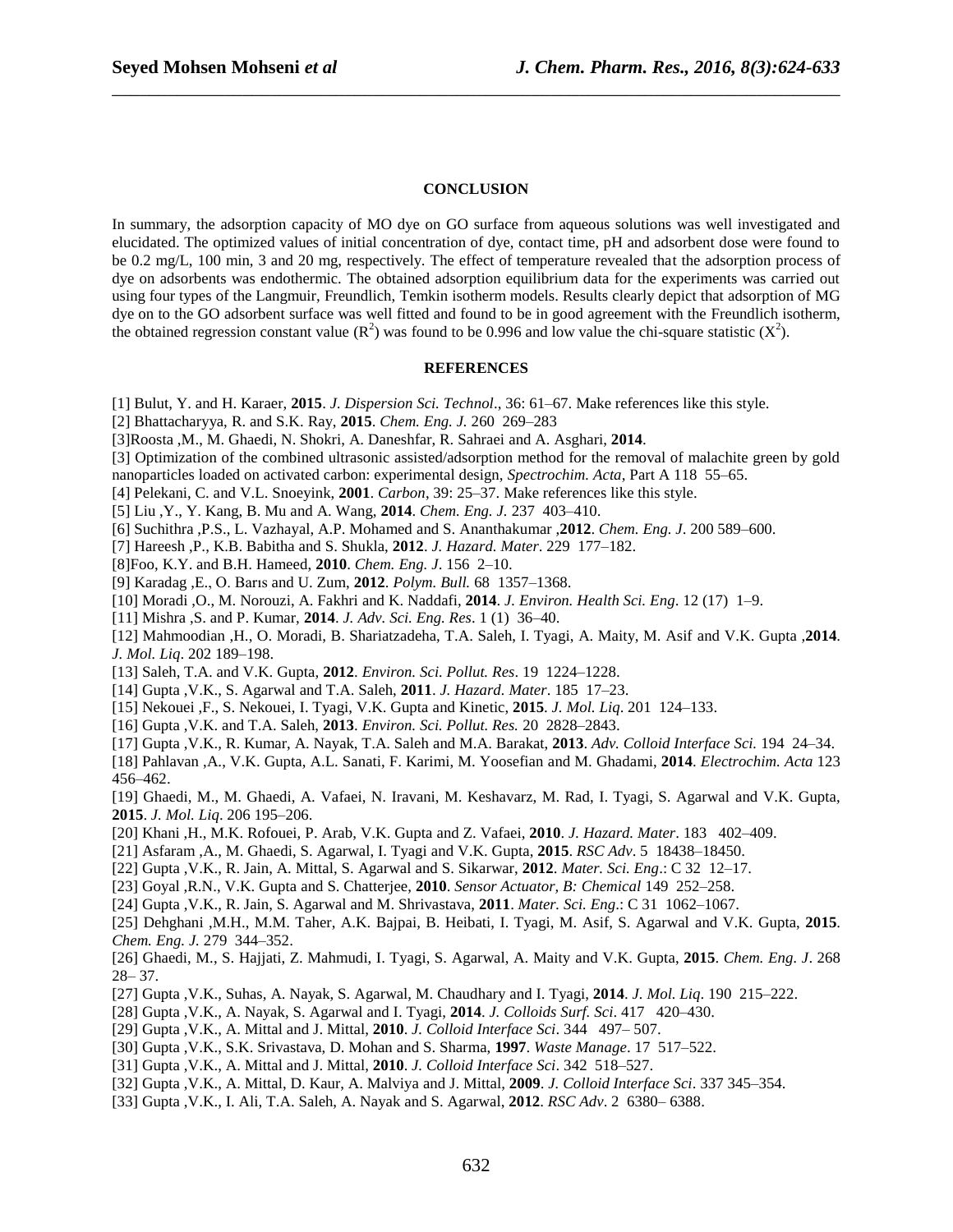## CONCLUSION

In summary, the adsorption capacity of MO dye on GO surface from aqueous solutions was well investigated and elucidated. The optimized values of initial concentration of dye, contact time, pH and adsorbent dose were found to be 0.2 mg/L, 100 min, 3 and 20 mg, respectively. The effect of temperature revealed that the adsorption process of dye on adsorbents was endothermic. The obtained adsorption equilibrium data for the experiments was carried out using four types of the Langmuir, Freundlich, Temkin isotherm models. Results clearly depict that adsorption of MG dye on to the GO adsorbent surface was well fitted and found to be in good agreement with the Freundlich isotherm, the obtained regression constant value ($R^2$) was found to be 0.996 and low value the chi-square statistic ($X^2$).

## REFERENCES

[1] Bulut, Y. and H. Karaer, **2015**. *J. Dispersion Sci. Technol*., 36: 61–67. Make references like this style.

[2] Bhattacharyya, R. and S.K. Ray, **2015**. *Chem. Eng. J.* 260 269–283

[3]Roosta ,M., M. Ghaedi, N. Shokri, A. Daneshfar, R. Sahraei and A. Asghari, **2014**.

[3] Optimization of the combined ultrasonic assisted/adsorption method for the removal of malachite green by gold nanoparticles loaded on activated carbon: experimental design, *Spectrochim. Acta*, Part A 118 55–65.

[4] Pelekani, C. and V.L. Snoeyink, **2001**. *Carbon*, 39: 25–37. Make references like this style.

[5] Liu ,Y., Y. Kang, B. Mu and A. Wang, **2014**. *Chem. Eng. J.* 237 403–410.

[6] Suchithra ,P.S., L. Vazhayal, A.P. Mohamed and S. Ananthakumar ,**2012**. *Chem. Eng. J*. 200 589–600.

[7] Hareesh ,P., K.B. Babitha and S. Shukla, **2012**. *J. Hazard. Mater*. 229 177–182.

[8]Foo, K.Y. and B.H. Hameed, **2010**. *Chem. Eng. J*. 156 2–10.

[9] Karadag ,E., O. Barıs and U. Zum, **2012**. *Polym. Bull.* 68 1357–1368.

[10] Moradi ,O., M. Norouzi, A. Fakhri and K. Naddafi, **2014**. *J. Environ. Health Sci. Eng*. 12 (17) 1–9.

[11] Mishra ,S. and P. Kumar, **2014**. *J. Adv. Sci. Eng. Res*. 1 (1) 36–40.

[12] Mahmoodian ,H., O. Moradi, B. Shariatzadeha, T.A. Saleh, I. Tyagi, A. Maity, M. Asif and V.K. Gupta ,**2014**. *J. Mol. Liq*. 202 189–198.

[13] Saleh, T.A. and V.K. Gupta, **2012**. *Environ. Sci. Pollut. Res*. 19 1224–1228.

[14] Gupta ,V.K., S. Agarwal and T.A. Saleh, **2011**. *J. Hazard. Mater*. 185 17–23.

[15] Nekouei ,F., S. Nekouei, I. Tyagi, V.K. Gupta and Kinetic, **2015**. *J. Mol. Liq*. 201 124–133.

[16] Gupta ,V.K. and T.A. Saleh, **2013**. *Environ. Sci. Pollut. Res.* 20 2828–2843.

[17] Gupta ,V.K., R. Kumar, A. Nayak, T.A. Saleh and M.A. Barakat, **2013**. *Adv. Colloid Interface Sci.* 194 24–34.

[18] Pahlavan ,A., V.K. Gupta, A.L. Sanati, F. Karimi, M. Yoosefian and M. Ghadami, **2014**. *Electrochim. Acta* 123 456–462.

[19] Ghaedi, M., M. Ghaedi, A. Vafaei, N. Iravani, M. Keshavarz, M. Rad, I. Tyagi, S. Agarwal and V.K. Gupta, **2015**. *J. Mol. Liq*. 206 195–206.

[20] Khani ,H., M.K. Rofouei, P. Arab, V.K. Gupta and Z. Vafaei, **2010**. *J. Hazard. Mater*. 183 402–409.

[21] Asfaram ,A., M. Ghaedi, S. Agarwal, I. Tyagi and V.K. Gupta, **2015**. *RSC Adv*. 5 18438–18450.

[22] Gupta ,V.K., R. Jain, A. Mittal, S. Agarwal and S. Sikarwar, **2012**. *Mater. Sci. Eng*.: C 32 12–17.

[23] Goyal ,R.N., V.K. Gupta and S. Chatterjee, **2010**. *Sensor Actuator, B: Chemical* 149 252–258.

[24] Gupta ,V.K., R. Jain, S. Agarwal and M. Shrivastava, **2011**. *Mater. Sci. Eng*.: C 31 1062–1067.

[25] Dehghani ,M.H., M.M. Taher, A.K. Bajpai, B. Heibati, I. Tyagi, M. Asif, S. Agarwal and V.K. Gupta, **2015**. *Chem. Eng. J*. 279 344–352.

[26] Ghaedi, M., S. Hajjati, Z. Mahmudi, I. Tyagi, S. Agarwal, A. Maity and V.K. Gupta, **2015**. *Chem. Eng. J*. 268 28– 37.

[27] Gupta ,V.K., Suhas, A. Nayak, S. Agarwal, M. Chaudhary and I. Tyagi, **2014**. *J. Mol. Liq*. 190 215–222.

[28] Gupta ,V.K., A. Nayak, S. Agarwal and I. Tyagi, **2014**. *J. Colloids Surf. Sci*. 417 420–430.

[29] Gupta ,V.K., A. Mittal and J. Mittal, **2010**. *J. Colloid Interface Sci*. 344 497– 507.

[30] Gupta ,V.K., S.K. Srivastava, D. Mohan and S. Sharma, **1997**. *Waste Manage*. 17 517–522.

[31] Gupta ,V.K., A. Mittal and J. Mittal, **2010**. *J. Colloid Interface Sci*. 342 518–527.

[32] Gupta ,V.K., A. Mittal, D. Kaur, A. Malviya and J. Mittal, **2009**. *J. Colloid Interface Sci*. 337 345–354.

[33] Gupta ,V.K., I. Ali, T.A. Saleh, A. Nayak and S. Agarwal, **2012**. *RSC Adv*. 2 6380– 6388.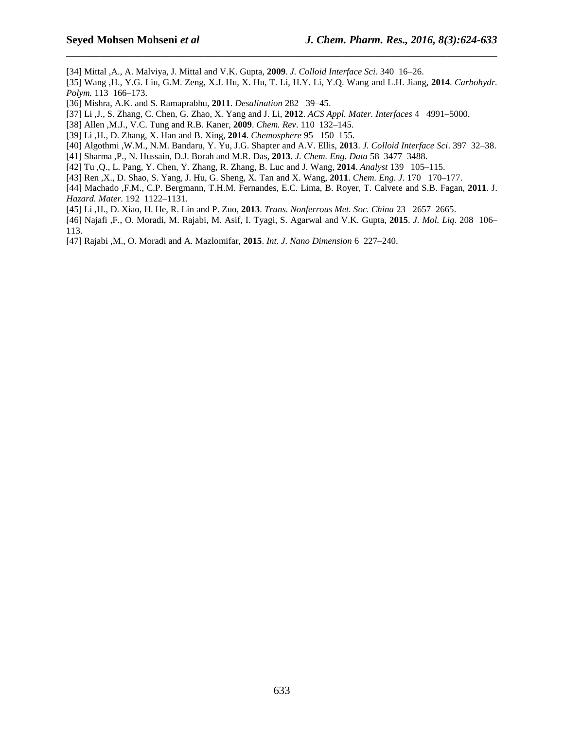[34] Mittal ,A., A. Malviya, J. Mittal and V.K. Gupta, **2009**. *J. Colloid Interface Sci*. 340 16–26.

[35] Wang ,H., Y.G. Liu, G.M. Zeng, X.J. Hu, X. Hu, T. Li, H.Y. Li, Y.Q. Wang and L.H. Jiang, **2014**. *Carbohydr. Polym.* 113 166–173.

[36] Mishra, A.K. and S. Ramaprabhu, **2011**. *Desalination* 282 39–45.

[37] Li ,J., S. Zhang, C. Chen, G. Zhao, X. Yang and J. Li, **2012**. *ACS Appl. Mater. Interfaces* 4 4991–5000.

[38] Allen ,M.J., V.C. Tung and R.B. Kaner, **2009**. *Chem. Rev*. 110 132–145.

[39] Li ,H., D. Zhang, X. Han and B. Xing, **2014**. *Chemosphere* 95 150–155.

[40] Algothmi ,W.M., N.M. Bandaru, Y. Yu, J.G. Shapter and A.V. Ellis, **2013**. *J. Colloid Interface Sci*. 397 32–38.

[41] Sharma ,P., N. Hussain, D.J. Borah and M.R. Das, **2013**. *J. Chem. Eng. Data* 58 3477–3488.

[42] Tu ,Q., L. Pang, Y. Chen, Y. Zhang, R. Zhang, B. Luc and J. Wang, **2014**. *Analyst* 139 105–115.

[43] Ren ,X., D. Shao, S. Yang, J. Hu, G. Sheng, X. Tan and X. Wang, **2011**. *Chem. Eng. J*. 170 170–177.

[44] Machado ,F.M., C.P. Bergmann, T.H.M. Fernandes, E.C. Lima, B. Royer, T. Calvete and S.B. Fagan, **2011**. J. *Hazard. Mater.* 192 1122–1131.

[45] Li ,H., D. Xiao, H. He, R. Lin and P. Zuo, **2013**. *Trans. Nonferrous Met. Soc. China* 23 2657–2665.

[46] Najafi ,F., O. Moradi, M. Rajabi, M. Asif, I. Tyagi, S. Agarwal and V.K. Gupta, **2015**. *J. Mol. Liq*. 208 106–113.

[47] Rajabi ,M., O. Moradi and A. Mazlomifar, **2015**. *Int. J. Nano Dimension* 6 227–240.